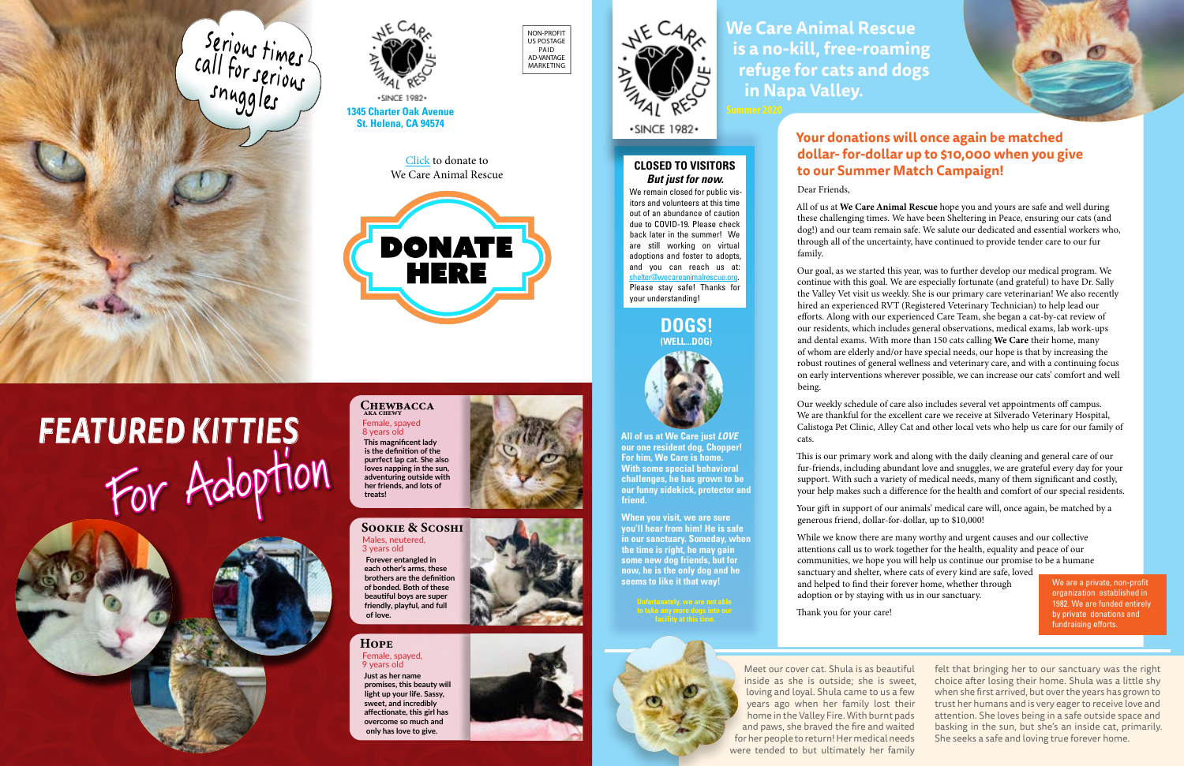Serious times call for serious snuggles

WE CARE ANIMAL RESCUE
•SINCE 1982•

**1345 Charter Oak Avenue**
**St. Helena, CA 94574**

NON-PROFIT
US POSTAGE
PAID
AD-VANTAGE
MARKETING

Click to donate to
We Care Animal Rescue

DONATE HERE

# FEATURED KITTIES For Adoption

### Chewbacca
AKA CHEWY

Female, spayed
8 years old

**This magnificent lady is the definition of the purrfect lap cat. She also loves napping in the sun, adventuring outside with her friends, and lots of treats!**

### Sookie & Scoshi

Males, neutered,
3 years old

**Forever entangled in each other's arms, these brothers are the definition of bonded. Both of these beautiful boys are super friendly, playful, and full of love.**

### Hope

Female, spayed,
9 years old

**Just as her name promises, this beauty will light up your life. Sassy, sweet, and incredibly affectionate, this girl has overcome so much and only has love to give.**

WE CARE ANIMAL RESCUE
•SINCE 1982•

# We Care Animal Rescue is a no-kill, free-roaming refuge for cats and dogs in Napa Valley.

Summer 2020

### CLOSED TO VISITORS
***But just for now.***

We remain closed for public visitors and volunteers at this time out of an abundance of caution due to COVID-19. Please check back later in the summer! We are still working on virtual adoptions and foster to adopts, and you can reach us at: shelter@wecareanimalrescue.org. Please stay safe! Thanks for your understanding!

### DOGS!
**(WELL...DOG)**

**All of us at We Care just *LOVE* our one resident dog, Chopper! For him, We Care is home. With some special behavioral challenges, he has grown to be our funny sidekick, protector and friend.**

**When you visit, we are sure you'll hear from him! He is safe in our sanctuary. Someday, when the time is right, he may gain some new dog friends, but for now, he is the only dog and he seems to like it that way!**

**Unfortunately, we are not able to take any more dogs into our facility at this time.**

## Your donations will once again be matched dollar- for-dollar up to $10,000 when you give to our Summer Match Campaign!

Dear Friends,

All of us at **We Care Animal Rescue** hope you and yours are safe and well during these challenging times. We have been Sheltering in Peace, ensuring our cats (and dog!) and our team remain safe. We salute our dedicated and essential workers who, through all of the uncertainty, have continued to provide tender care to our fur family.

Our goal, as we started this year, was to further develop our medical program. We continue with this goal. We are especially fortunate (and grateful) to have Dr. Sally the Valley Vet visit us weekly. She is our primary care veterinarian! We also recently hired an experienced RVT (Registered Veterinary Technician) to help lead our efforts. Along with our experienced Care Team, she began a cat-by-cat review of our residents, which includes general observations, medical exams, lab work-ups and dental exams. With more than 150 cats calling **We Care** their home, many of whom are elderly and/or have special needs, our hope is that by increasing the robust routines of general wellness and veterinary care, and with a continuing focus on early interventions wherever possible, we can increase our cats' comfort and well being.

Our weekly schedule of care also includes several vet appointments off campus. We are thankful for the excellent care we receive at Silverado Veterinary Hospital, Calistoga Pet Clinic, Alley Cat and other local vets who help us care for our family of cats.

This is our primary work and along with the daily cleaning and general care of our fur-friends, including abundant love and snuggles, we are grateful every day for your support. With such a variety of medical needs, many of them significant and costly, your help makes such a difference for the health and comfort of our special residents.

Your gift in support of our animals' medical care will, once again, be matched by a generous friend, dollar-for-dollar, up to $10,000!

While we know there are many worthy and urgent causes and our collective attentions call us to work together for the health, equality and peace of our communities, we hope you will help us continue our promise to be a humane sanctuary and shelter, where cats of every kind are safe, loved and helped to find their forever home, whether through adoption or by staying with us in our sanctuary.

Thank you for your care!

We are a private, non-profit organization established in 1982. We are funded entirely by private donations and fundraising efforts.

Meet our cover cat. Shula is as beautiful inside as she is outside; she is sweet, loving and loyal. Shula came to us a few years ago when her family lost their home in the Valley Fire. With burnt pads and paws, she braved the fire and waited for her people to return! Her medical needs were tended to but ultimately her family felt that bringing her to our sanctuary was the right choice after losing their home. Shula was a little shy when she first arrived, but over the years has grown to trust her humans and is very eager to receive love and attention. She loves being in a safe outside space and basking in the sun, but she's an inside cat, primarily. She seeks a safe and loving true forever home.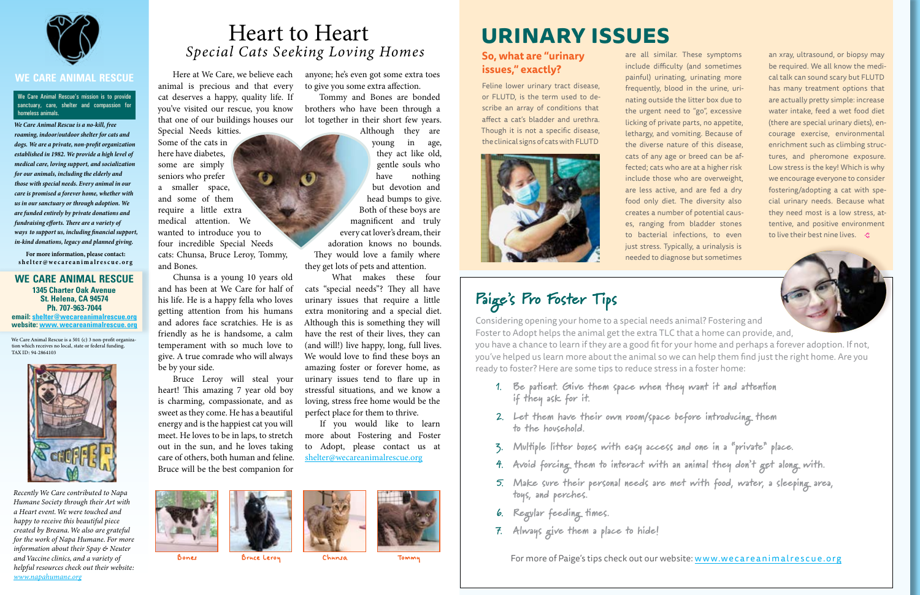## WE CARE ANIMAL RESCUE

We Care Animal Rescue's mission is to provide sanctuary, care, shelter and compassion for homeless animals.

*We Care Animal Rescue is a no-kill, free roaming, indoor/outdoor shelter for cats and dogs. We are a private, non-profit organization established in 1982. We provide a high level of medical care, loving support, and socialization for our animals, including the elderly and those with special needs. Every animal in our care is promised a forever home, whether with us in our sanctuary or through adoption. We are funded entirely by private donations and fundraising efforts. There are a variety of ways to support us, including financial support, in-kind donations, legacy and planned giving.*

**For more information, please contact: shelter@wecareanimalrescue.org**

**WE CARE ANIMAL RESCUE**
**1345 Charter Oak Avenue**
**St. Helena, CA 94574**
**Ph. 707-963-7044**
**email: shelter@wecareanimalrescue.org**
**website: www. wecareanimalrescue. org**

We Care Animal Rescue is a 501 (c) 3 non-profit organization which receives no local, state or federal funding. TAX ID: 94-2864103

*Recently We Care contributed to Napa Humane Society through their Art with a Heart event. We were touched and happy to receive this beautiful piece created by Breana. We also are grateful for the work of Napa Humane. For more information about their Spay & Neuter and Vaccine clinics, and a variety of helpful resources check out their website: www.napahumane.org*

# Heart to Heart
## *Special Cats Seeking Loving Homes*

Here at We Care, we believe each animal is precious and that every cat deserves a happy, quality life. If you've visited our rescue, you know that one of our buildings houses our Special Needs kitties. Some of the cats in here have diabetes, some are simply seniors who prefer a smaller space, and some of them require a little extra medical attention. We wanted to introduce you to four incredible Special Needs cats: Chunsa, Bruce Leroy, Tommy, and Bones.

Chunsa is a young 10 years old and has been at We Care for half of his life. He is a happy fella who loves getting attention from his humans and adores face scratchies. He is as friendly as he is handsome, a calm temperament with so much love to give. A true comrade who will always be by your side.

Bruce Leroy will steal your heart! This amazing 7 year old boy is charming, compassionate, and as sweet as they come. He has a beautiful energy and is the happiest cat you will meet. He loves to be in laps, to stretch out in the sun, and he loves taking care of others, both human and feline. Bruce will be the best companion for anyone; he's even got some extra toes to give you some extra affection.

Tommy and Bones are bonded brothers who have been through a lot together in their short few years. Although they are young in age, they act like old, gentle souls who have nothing but devotion and head bumps to give. Both of these boys are magnificent and truly every cat lover's dream, their adoration knows no bounds. They would love a family where they get lots of pets and attention.

What makes these four cats "special needs"? They all have urinary issues that require a little extra monitoring and a special diet. Although this is something they will have the rest of their lives, they can (and will!) live happy, long, full lives. We would love to find these boys an amazing foster or forever home, as urinary issues tend to flare up in stressful situations, and we know a loving, stress free home would be the perfect place for them to thrive.

If you would like to learn more about Fostering and Foster to Adopt, please contact us at shelter@wecareanimalrescue.org

Bones — Bruce Leroy — Chunsa — Tommy

# URINARY ISSUES

### So, what are "urinary issues," exactly?

Feline lower urinary tract disease, or FLUTD, is the term used to describe an array of conditions that affect a cat's bladder and urethra. Though it is not a specific disease, the clinical signs of cats with FLUTD are all similar. These symptoms include difficulty (and sometimes painful) urinating, urinating more frequently, blood in the urine, urinating outside the litter box due to the urgent need to "go", excessive licking of private parts, no appetite, lethargy, and vomiting. Because of the diverse nature of this disease, cats of any age or breed can be affected; cats who are at a higher risk include those who are overweight, are less active, and are fed a dry food only diet. The diversity also creates a number of potential causes, ranging from bladder stones to bacterial infections, to even just stress. Typically, a urinalysis is needed to diagnose but sometimes an xray, ultrasound, or biopsy may be required. We all know the medical talk can sound scary but FLUTD has many treatment options that are actually pretty simple: increase water intake, feed a wet food diet (there are special urinary diets), encourage exercise, environmental enrichment such as climbing structures, and pheromone exposure. Low stress is the key! Which is why we encourage everyone to consider fostering/adopting a cat with special urinary needs. Because what they need most is a low stress, attentive, and positive environment to live their best nine lives.

# Paige's Pro Foster Tips

Considering opening your home to a special needs animal? Fostering and Foster to Adopt helps the animal get the extra TLC that a home can provide, and, you have a chance to learn if they are a good fit for your home and perhaps a forever adoption. If not, you've helped us learn more about the animal so we can help them find just the right home. Are you ready to foster? Here are some tips to reduce stress in a foster home:

1. Be patient. Give them space when they want it and attention if they ask for it.
2. Let them have their own room/space before introducing them to the household.
3. Multiple litter boxes with easy access and one in a "private" place.
4. Avoid forcing them to interact with an animal they don't get along with.
5. Make sure their personal needs are met with food, water, a sleeping area, toys, and perches.
6. Regular feeding times.
7. Always give them a place to hide!

For more of Paige's tips check out our website: www.wecareanimalrescue.org